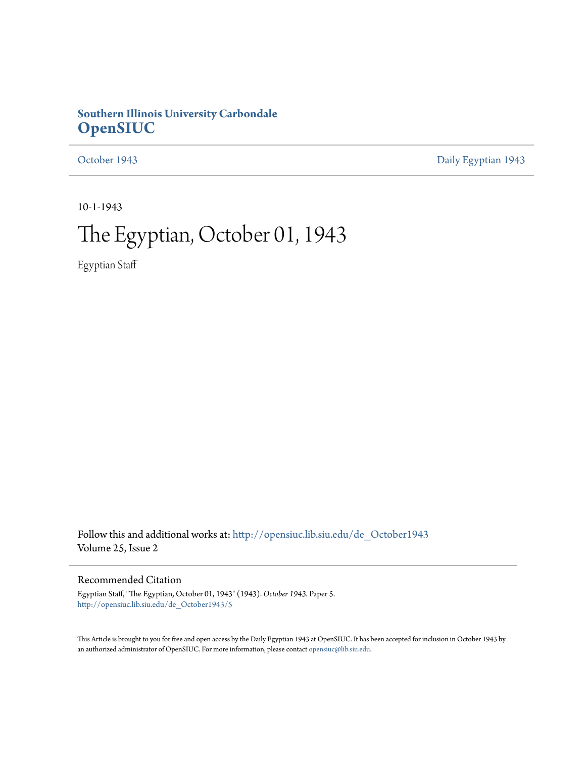**Southern Illinois University Carbondale**
**OpenSIUC**

October 1943 | Daily Egyptian 1943

---

10-1-1943

# The Egyptian, October 01, 1943

Egyptian Staff

Follow this and additional works at: http://opensiuc.lib.siu.edu/de_October1943
Volume 25, Issue 2

---

## Recommended Citation

Egyptian Staff, "The Egyptian, October 01, 1943" (1943). *October 1943.* Paper 5.
http://opensiuc.lib.siu.edu/de_October1943/5

This Article is brought to you for free and open access by the Daily Egyptian 1943 at OpenSIUC. It has been accepted for inclusion in October 1943 by an authorized administrator of OpenSIUC. For more information, please contact opensiuc@lib.siu.edu.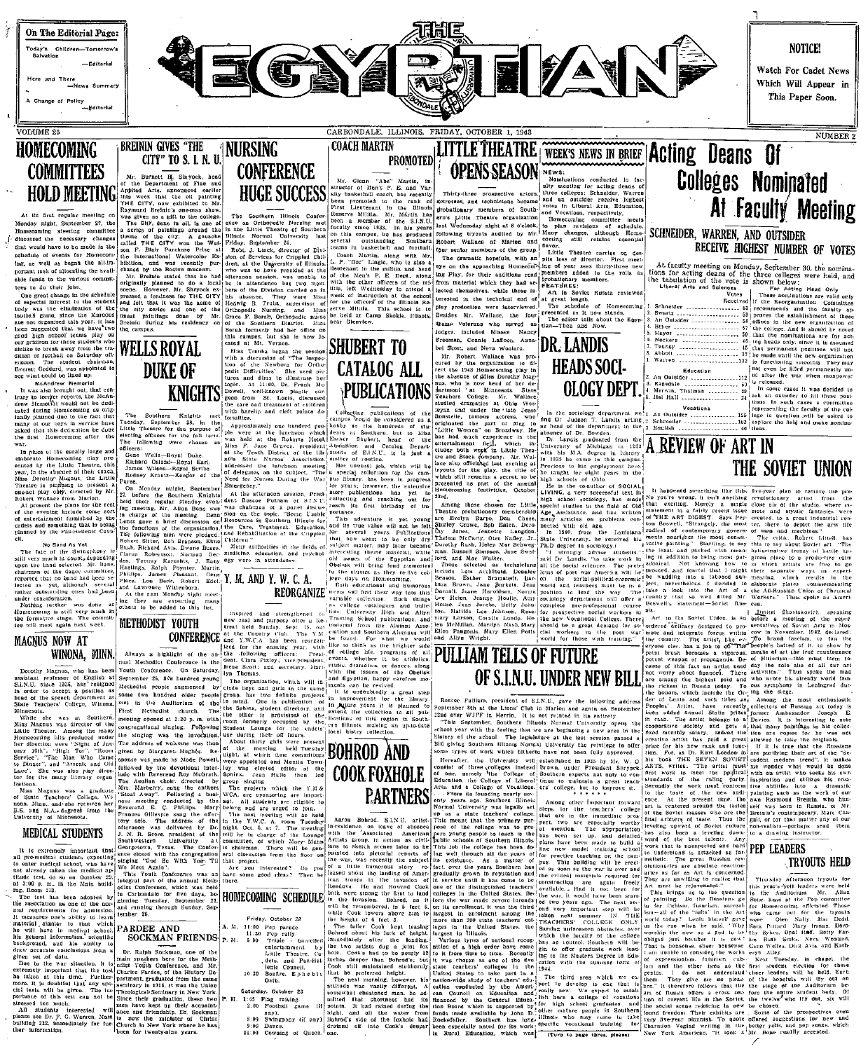On The Editorial Page:

Today's Children—Tomorrow's Salvation —Editorial

Here and There —News Summary

A Change of Policy —Editorial

# THE EGYPTIAN

NOTICE!

Watch For Cadet News Which Will Appear in This Paper Soon.

VOLUME 25 — CARBONDALE, ILLINOIS, FRIDAY, OCTOBER 1, 1943 — NUMBER 2

## HOMECOMING COMMITTEES HOLD MEETING

At its first regular meeting on Monday night, September 27, the Homecoming steering committee discussed the necessary changes that would have to be made in the schedule of events for Homecoming, as well as began the all-important task of allocating the available funds to the various committees to do their jobs.

One great change in the schedule of especial interest to the student body was the elimination of the football game, since the Maroons are not organized this year. It has been suggested that we have two good high school teams play on our gridiron so these students who dislike to break away from the tradition of football on Saturday afternoon. The student chairman, Everett Goddard, was appointed to see what could be lined up.

**McAndrew Memorial**

It was brought out, that contrary to former reports, the McAndrew Memorial would not be dedicated during Homecoming as originally planned due to the fact that many of our boys in service have asked that this dedication be done the first Homecoming after the war.

In place of the usually large and elaborate Homecoming play presented by the Little Theatre, this year, in the absence of their coach, Miss Dorothy Magnus, the Little Theatre is planning to present a one-act play only, directed by Mr. Robert Wallace from Marion.

At present the plans for the rest of the evening include some sort of entertainment furnished by the cadets and something that is being planned by the Pan-Hellenic Council.

**No Band As Yet**

The fate of the Swingphony is still very much in doubt, depending upon the land selected. Mr. Bone, chairman of the dance committee, reported that no band had been selected as yet, although several rather outstanding ones had been under consideration.

Nothing further was done as Homecoming is still very much in the formative stage. The committee will meet again next week.

## MAGNUS NOW AT WINONA, MINN.

Dorothy Magnus, who has been assistant professor of English at S.I.N.U. since 1935, has resigned in order to accept a position as head of the speech department at State Teachers' College, Winona, Minnesota.

While she was at Southern, Miss Magnus was director of the Little Theater. Among the many Homecoming hits produced under her direction were "Night of January 16th", "High Tor", "Room Service", "The Man Who Came to Dinner", and "Arsenic and Old Lace". She was also play director for the many literary organizations.

Miss Magnus was a graduate of State Teachers' College, Winona, Minn., and she received her B.S. and M.A. degrees from the University of Minnesota.

## MEDICAL STUDENTS

It is extremely important that all pre-medical students, expecting to enter medical school, who have not already taken the medical aptitude test, do so on October 29, at 3:00 p. m., in the Main building, Room 213.

The test has been adopted by the association as one of the normal requirements for admission. It measures one's ability to learn material similar to that which he will have in medical school, his general information, scientific background, and his ability to draw accurate conclusions from a given set of data.

Due to the war situation, it is extremely important that this test be taken at this time. Further, more, it is doubtful that any special tests will be given. The importance of this test can not be stressed too much.

All students interested will please see Dr. F. G. Warren, Main building 212, immediately for further information.

## BREININ GIVES "THE CITY" TO S. I. N. U.

Mr. Burnett H. Shryock, head of the Department of Fine and Applied Arts, announced earlier this week that the oil painting THE CITY, now exhibited in Mr. Raymond Breinin's one-man show, was given as a gift to the college. The CITY, done in oil, is one of a series of paintings around the theme of the city. A gouache called THE CITY won the Watson F. Blair Purchase Prize at the International Watercolor Exhibition, and was recently purchased by the Boston museum.

Mr. Breinin stated that he had originally planned to do a local scene. However, Mr. Shryock expressed a fondness for THE CITY and felt that it was the best of the city series and one of the finest paintings done by Mr. Breinin during his residency on the campus.

## WELLS ROYAL DUKE OF KNIGHTS

The Southern Knights met Tuesday, September 28, in the Little Theatre for the purpose of electing officers for the fall term. The following were chosen as officers:

Gene Wells—Royal Duke.
Richard Oxland—Royal Earl.
James Wilson—Royal Scribe.
Rodney Kraatz—Keeper of the Purse.

On Monday night, September 27, before the Southern Knights held their regular Monday evening meeting, Mr. Alden Bone was in charge of the meeting. Dean Lentz gave a brief discussion of the function of the organization. The following men were pledged: Robert Sitter, Bob Branson, Elmo Bush, Richard Arn, Dwane Bauer, Clarion Robertson, Norman Geddes, Tommy Karushis, J. Easy Hastings, Ralph Poynter, Martin, Phillips, James Pleasant, Gene Place, Lou Beck, Robert Edelard, LaVerne Wittenborn.

At the next Monday night meeting they are expecting many others to be added to this list.

## METHODIST YOUTH CONFERENCE

Always a highlight of the annual Methodist Conference is the Youth Conference. On Saturday, September 25, five hundred young Methodist people augmented by some two hundred older people met in the Auditorium of the First Methodist church. The meeting opened at 2:30 p. m. with congregational singing. Following the singing was the invocation. The address of welcome was then given by Margaret Hughes. Response was made by Mode Powell, followed by the devotional interlude with Reverend Roy McGrath. The Aeolian choir, directed by Mrs. Marberry, sang the anthem "Steal Away". Following a business meeting conducted by the Reverend E. C. Phillips, Mary Frances Gillespie sang the offertory solo. The address of the afternoon was delivered by Dr. J. N. R. Score, president of the Southwestern University at Georgetown, Texas. The Conference closed with the congregation singing "God Be With You Till We Meet Again".

This Youth Conference was an integral part of the annual Methodist Conference, which was held in Carbondale for five days, beginning Tuesday, September 21 and running through Sunday, September 26.

## PARDEE AND SOCKMAN FRIENDS

Dr. Ralph Sockman, one of the main speakers for the Methodist Youth Conference, and Mr. Charles Pardee, of the History Department, graduated from the same seminary in 1916. It was the Union Theological Seminary in New York. Since their graduation, these two men have kept up their acquaintance and friendship. Dr. Sockman is now the minister of Christ Church in New York where he has been for twenty-nine years.

## NURSING CONFERENCE HUGE SUCCESS

The Southern Illinois Conference on Orthopedic Nursing met in the Little Theatre of Southern Illinois Normal University last Friday, September 24.

Robt. J. Linck, director of Division of Services for Crippled Children, at the University of Illinois, who was to have presided at the afternoon session, was unable to be in attendance but two members of the Division carried on in his absence. They were Miss Hedwig B. Truba, supervisor of Orthopedic Nursing, and Miss Grace F. Borah, Orthopedic nurse of the Southern District. Miss Borah formerly had her office on this campus, but she is now located at Mt. Vernon.

Miss Truba began the session with a discussion of "The Inspection of the Newborn for Orthopedic Difficulties." She used pictures and films to illustrate her topic. At 11:00, Dr. Frank McDowell, well-known plastic surgeon from St. Louis, discussed the care and treatment of children with harelip and cleft palate deformities.

Approximately one hundred people were at the luncheon which was held at the Roberts Hotel. Miss F. Jane Graves, president of the Tenth District of the Illinois Nurses Association, addressed the luncheon meeting of delegates on the subject, "The Need for Nurses During the War Emergency."

At the afternoon session, President Roscoe Pulliam of S.I.N.U. was chairman of a panel discussion on the topic, "Some Usable Resources in Southern Illinois for the Care, Treatment, Education, and Rehabilitation of the Crippled Children."

Many authorities in the fields of medicine, education, and psychology were in attendance.

## Y. M. AND Y. W. C. A. REORGANIZE

Inspired and strengthened by new zeal and purpose after a Retreat held Sunday, Sept. 19, out at the Country Club, The Y.M. and Y.W.C.A. has been reorganized for the ensuing year, with the following officers: President, Clara Pixley; vice-president, Irene Scott; and secretary, Marilyn Thomas.

The organization, which will include boys and girls in the same group, has two definite projects in mind. One is publication of the Sphinx, student directory, and the other is provisions of the room formerly occupied by the Student Lounge for the cadets' group singing.

About thirty girls were present at the meeting held Tuesday night, at which time committees were appointed and Menna Townley was elected editor of the Sphinx. Jean Hulle then led group singing.

The projects which the Y.M.& W.C.A. are sponsoring are important, and students are urged to belong and are urged to join.

The next meeting will be held in the Y.W.C.A. room, Tuesday night, Oct. 5, at 7. The meeting will be in charge of the Lounge committee, of which Mary Mann is chairman. There will be general discussion from the floor on that project.

Are you interested? Do you have some good ideas? Then be there.

## HOMECOMING SCHEDULE

**Friday, October 22**

A. M. 11:00 Pep parade
11:30 Pep rally.
P. M. 8:00 Triple barrelled entertainment by Little Theatre, Cadets, and Pan-Hellenic Council.
10:30 Bonfire. Ephebic Oath.

**Saturday, October 23**

P. M. 1:45 Flag raising.
2:00 Football game (if any).
8:00 Swingphony (if any).
9:00 Dance.
11:00 Crowning of Queen.

## COACH MARTIN PROMOTED

Mr. Glenn "Abe" Martin, instructor of Men's P. E. and Varsity basketball coach, has recently been promoted to the rank of First Lieutenant in the Illinois Reserve Militia. Mr. Martin has been a member of the S.I.N.U. faculty since 1938. In his years on this campus, he has produced several outstanding Southern teams in basketball and football.

Coach Martin, along with Mr. L. P. "Doc" Lingle, who is also a lieutenant in the militia, and head of the Men's P. E. Dept., along with the other officers of the militia, left Wednesday to attend a week of instruction at the school for the officers of the Illinois Reserve Militia. This school is to be held at Camp Skokie, Illinois, near Glenview.

## SHUBERT TO CATALOG ALL PUBLICATIONS

Collecting publications of the campus would be considered as a hobby to the hundreds of students at Southern, but to Miss Esther Shubert, head of the Acquisition and Catalog Departments of S.I.N.U., it is just a matter of routine.

Her unusual job, which will be a special collection for the campus library, has been in progress for years; however, the extensive mere publications has yet to reach its first birthday of importance.

This adventure is yet young, and its true value will not be felt for several years. Publications that now seem to be only dry subject matter may later become interesting theme material, while old issues of the Egyptian and Obelisk will bring fond memories to the alumni as they re-live college days on Homecoming.

Both educational and humorous items will find their way into this variable collection. Such things as college catalogues and bulletins, University High and Allyn Training School publications, and material from the Alumni Association and Southern Alumnus will be found. For what we would like to think as the brighter side of college life, programs of all events, whether it be athletics, music, dramatics, or dances, along with the issues of the Obelisk and Egyptian, happy carefree moments can be revived.

It is undoubtedly a great step in improvement for the library. In future years it is planned to extend the collection to all publications of this region in Southern Illinois, making an up-to-date local history collection.

## BOHROD AND COOK FOXHOLE PARTNERS

Aaron Bohrod, S.I.N.U. artist-in-residence, on leave of absence with the Associated American Artists group, in action as civilians to sketch scenes later to be painted into pictorial records of the war, was recently the subject of a little humorous story released about the landing of American troops in the invasion of Rendova. He and Howard Cook both were among the first to land on the invasion. Bohrod, as it will be remembered, is 5 feet 5, while Cook towers above him to the height of 6 feet 3.

The taller Cook kept teasing Bohrod about his lack of height. Immediately after the landing, the two artists dug a joint fox hole. Cook's had to be nearly 12 inches deeper than Bohrod's, but Cook still maintained stubbornly that he preferred height.

The next morning, however, his attitude was vastly different. A somewhat chastened man, he admitted that shortness had its points. It had rained during the night, and all the water from Bohrod's side of the foxhole had drained off into Cook's deeper hole.

## LITTLE THEATRE OPENS SEASON

Thirty-three prospective actors, actresses, and technicians became probationary members of Southern's Little Theatre organization last Wednesday night at 8 o'clock, following tryouts audited by Mr. Robert Wallace of Marion and four senior members of the group.

The dramatic hopefuls, with an eye on the approaching Homecoming Play, for their auditions read from material which they had selected themselves, while those interested in the technical end of play production were interviewed. Besides Mr. Wallace, the four drama veterans who served as judges, included Misses Nancy Freeman, Connie Lafoon, Annabel Scott, and Neva Woolard.

Mr. Robert Wallace was procured by the organization to direct the 1943 Homecoming play in the absence of Miss Dorothy Magnus, who is now head of her department at Minnesota State Teachers College. Mr. Wallace studied dramatics at Ohio Wesleyan and under the late Jesse Bonstelle, famous actress, who originated the part of Meg in "Little Women" on Broadway. He has had much experience in the entertainment field, which includes both work in Little Theatre and Stock company. Mr. Wallace also officiated last evening at tryouts for the play, the title of which still remains a secret, to be presented as part of the annual Homecoming festivities, October 23rd.

Among those chosen for Little Theatre probationary membership are Evelyn Barge, Don Cruse, Shirley Crowe, Bob Eaton, Doris Joy Jones, Jeanette Langdon, Thelma McCarty, Dick Nalley, Jr., Dorothy Rush, Helen Mae Schweggee, Joan Russell Simpson, Jane Swetford, and Mae Walter.

Those selected as technicians include Lois Archibald, Dorothy Beeson, Esther Brunstetl, Barbara Brown, Jane Burkett, Jean Darnall, Jeane Haroldsen, Norma Dean Helen, Jeanne Hoodle, Amy House, Jean Jacobs, Betty Johnson, Matilda Lee Johnson, Rosemary Larson, Coralie Lunde, Helen McMillan, Marilyn Nash, Mary Ellen Pangonis, Mary Ellen Potts and Allyn Wright.

## WEEK'S NEWS IN BRIEF

**NEWS:**

Nominations conducted in faculty meeting for acting deans of three colleges; Schneider, Warren and an outsider receive highest votes in Liberal Arts, Education, and Vocations, respectively.

Homecoming committee meets to plan revisions of schedule. Many changes, although Homecoming still retains essential flavor.

Little Theatre carries on despite loss of director. First meeting of year sees thirty-three new members added to the rolls as probationary members.

**FEATURES:**

Art in Soviet Russia reviewed at great length.

The schedule of Homecoming presented as it now stands.

The editor tells about the Egyptian—Then and Now.

## DR. LANDIS HEADS SOCIOLOGY DEPT.

In the sociology department we find Dr. Judson T. Landis acting as head of the department in the absence of Dr. Bowden.

Dr. Landis graduated from the University of Michigan in 1933 with his M.A. degree in history. In 1935 he came to this campus. Previous to his employment here he taught for eight years in the high schools of Ohio.

He is the co-author of SOCIAL LIVING, a very recent text in high school sociology; has made special studies in the field of Old Age Assistance, and has written many articles on problems connected with old age.

In 1940, from the Louisiana State University, he received his Ph.D degree in sociology.

"I strongly advise students," said Dr. Landis, "to take work in all the social sciences. The problems of post war America will be on the social-political-economic world and teachers must be in a position to lead the way. The sociology department will offer a complete pre-professional course for prospective social workers to the new Vocational College. There should be a great demand for socially trained social workers in the post war world for those with training."

## PULLIAM TELLS OF FUTURE OF S.I.N.U. UNDER NEW BILL

Roscoe Pulliam, president of S.I.N.U., gave the following address September 8th at the Lions Club in Marion and again on September 22nd over WJPF in Herrin. It is here printed in its entirety.

"This September, Southern Illinois Normal University opens the school year with the feeling that we are beginning a new era in the history of the school. The legislature at the last session passed a Bill giving Southern Illinois Normal University the privilege to offer some types of work which hitherto have not been fully approved.

Hereafter, the University will consist of three colleges instead of one, namely The College of Education, the College of Liberal Arts, and a College of Vocations.

From its founding nearly seventy years ago, Southern Illinois Normal University was legally set up as a state teachers' college. This meant that the primary purpose of the college was to prepare young people to teach in the public schools of Southern Illinois. This job the college has been doing well through all the years of its existence. As a matter of fact, over the years Southern has gradually grown in reputation and in service until it has come to be one of the distinguished teachers colleges in the United States. Before the war made severe inroads on its enrollment, it was the third largest in enrollment among the more than 200 state teachers' colleges in the United States. The largest in Illinois.

Various types of national recognition of a high order have come to it from time to time. Recently it was chosen as one of the five state teachers' colleges in the United States to take part in a nation-wide study of teachers' education conducted by the American Council on Education and financed by the General Education Board which is supported by funds made available by John D. Rockefeller. Southern has long been especially noted for its work in Rural Education, which was established in 1935 by Mr. W. O. Brown, under President Shryock. Southern expects not only to continue to maintain a great teachers' college, but to improve it.

Among other important forward steps for the teachers' college that are in the immediate prospect, two are especially worthy of mention. The appropriation has been set up, and detailed plans have been made to build a fine new model training school for practice teaching on the campus. This building will be erected as soon as the war is over and the critical materials required for construction are again freely available. Had it not been for the war, it would have been started two years ago. The next second very important step will be taken next summer IN THE TEACHERS' COLLEGE ONLY. Barring unforeseen obstacles over which the faculty of the college has no control, Southern will begin to offer graduate work leading to the Masters Degree in Education with the summer term of 1944.

The third area in which we expect to develop is one that is really new. We expect to establish here a college of vocations for high school graduates and other mature people in Southern Illinois who may come to take specific vocational training for

(Turn to page three, please)

## Acting Deans Of Colleges Nominated At Faculty Meeting

### SCHNEIDER, WARREN, AND OUTSIDER RECEIVE HIGHEST NUMBER OF VOTES

At faculty meeting on Monday, September 30, the nominations for acting deans of the three colleges were held, and the tabulation of the vote is shown below:

| Liberal Arts and Sciences | Votes Received |
|---|---|
| 1. Schneider | 82 |
| 2. Swartz | 59 |
| 3. An Outsider | 58 |
| 4. Beyer | 57 |
| 5. Mayor | 50 |
| 6. Neckers | 49 |
| 7. Tenney | 45 |
| 8. Abbott | 37 |
| 9. Warren | 33 |
| **Education** | |
| 1. An Outsider | 112 |
| 2. Ragsdale | 50 |
| 3. Merwin, Thelma | 26 |
| 4. Hal Hall | 24 |
| **Vocations** | |
| 1. An Outsider | 155 |
| 2. Schroeder | 103 |
| 3. English | 40 |

For Acting Head Only

These nominations are valid only if the Reorganization Committee recommends and the faculty approves the establishment of these offices in the new organization of the college. And it should be noted that the nominations are for acting heads only, since it is assumed that permanent positions will not be made until the new organization is functioning smoothly. They may not even be filled permanently until after the war when manpower is released.

In some cases it was decided to ask an outsider to fill these positions. In such cases a committee representing the faculty of the college in question will be asked to explore the field and make nominations.

## A REVIEW OF ART IN THE SOVIET UNION

It happened something like this. No you're wrong, it isn't anything that exciting. Merely a single statement in a fairly recent issue of THE ART DIGEST. Says Peyton Boswell, "Strangely, the most radical of contemporary governments nourishes the most conservative painting." Startling, to say the least, and packed with meaning. In addition to being most paradoxical. Not knowing how to proceed and fearful that I might be wading into a tabooed subject, nevertheless, I decided to take a look into the Art of a country that so well fitted Mr. Boswell's statement—Soviet Russia.

Art in the Soviet Union is an ordered delicacy designed to promote and integrate forces within the country. The artist, like everyone else, has a job to do. The paint brush becomes a vigorous, potent weapon of propaganda. Because of this fact an artist need not worry about finances. There are among the highest paid and the richest in Russia today. The honors, which include the Order of Lenin and such titles as Peoples' Artist, have recently been added annual Stalin prizes. In cash. The artist belongs to a cooperative society and gets a fixed monthly salary. Indeed the creative artist has paid a great price for his new rank and functions. For, as Dr. Karl London in his book THE SEVEN SOVIET ARTS, writes, "The artist must direct work to meet the political standards of the ruling party. Secondly the work must conform to the taste of the new audience. At the present time, the art is centered around the tastes of the Soviet masses who are the final arbiters of taste. Thus the leveling upward of Soviet culture has also involved a leveling downward of the best talents. Any work that is unexpected and hard to understand is attacked as formalistic. The great Russian revolutionaries are absolute reactionaries as far as Art is concerned. They are unwilling to realize that Art must be rejuvenated."

This brings us to the question of painting. Do the Russians go in for Cubism, futurism, surrealism—all of the "isms" in the Art world today? Louis Lozowick in his case who is used to ask: 'Why worship the new as a god to be obliged just because it is new?' That is nonsense, sheer nonsense. I am unable to consider the works of expressionism, futurism, cubism and the other isms as the genius. I do not understand them. They give me no pleasure." It therefore follows that the art of Russia offers a cross section of current life in the Soviet, the social scene rejoicing in new found freedom. Their exhibits are very five-year planish. To quote Charmion Vogtd writing in the New York American, "It took a five-year plan to remove the prerevolutionary artist from the close air of the studio, where remote and mystic fantasies were created, to a great industrial center, there to depict the new life of men and machines."

The critic, Robert Littell, has this to say about Soviet art: "The industrial frenzy of battle has given place to a productive calm in which artists are free to go their separate ways in experimenting, which results in the elaborate plates commemorating the All-Russian Union of Chemical Workers." Thus spoke an American.

Dimitri Shostakovich, speaking before a meeting of the representatives of Soviet Arts in Moscow in November, 1942, declared: "To brand fascism, to fan the hatred of the people. to instill the means of art the true countenance of Hitlerism—this must form today the sole aim of all our art activities." Thus spoke the man who wrote his already world famous symphony in Leningrad during the siege.

Among the most enthusiastic collectors of Russian art today is former Ambassador Joseph E. Davies. It is interesting to note that many paintings in his collection are copies. He was not allowed to take the originals.

If it is true that the Russians are purifying their art of the decadent modern trend, it makes me wonder what would be done with an artist who seeks his own inspiration and utilizes his creative abilities into a dramatic painting such as the work of our own Raymond Breinin, who himself was born in Russia, or Mr. Breinin's contemporary, Marc Chagall, or for that matter any of our non-realists—perhaps send them to a drawing instructor.

## PEP LEADERS TRYOUTS HELD

Thursday afternoon tryouts for this year's yell leaders were held in the Auditorium. Mr. Allen Bone, head of the Pep committee for Homecoming, officiated. Those who came out for the tryouts were: Glen Sally, Jim Dodd, Sara Pittard, Mary Inman, Dorothy Sykes, Opal Hoff, Betty Farris, Betty Sinks, Nora Weiland, Come Welles, Dick Avis, and Kathryn Alley.

Next Tuesday, in chapel, the first student election for these cheer leaders will be held. Each of the hopefuls will try out on the stage of the Auditorium before the entire student body. Of the twelve who try out, six will be chosen.

Some of the prospectives even offered suggestions for new and better yells, and pep songs, which Mr. Bone readily accepted.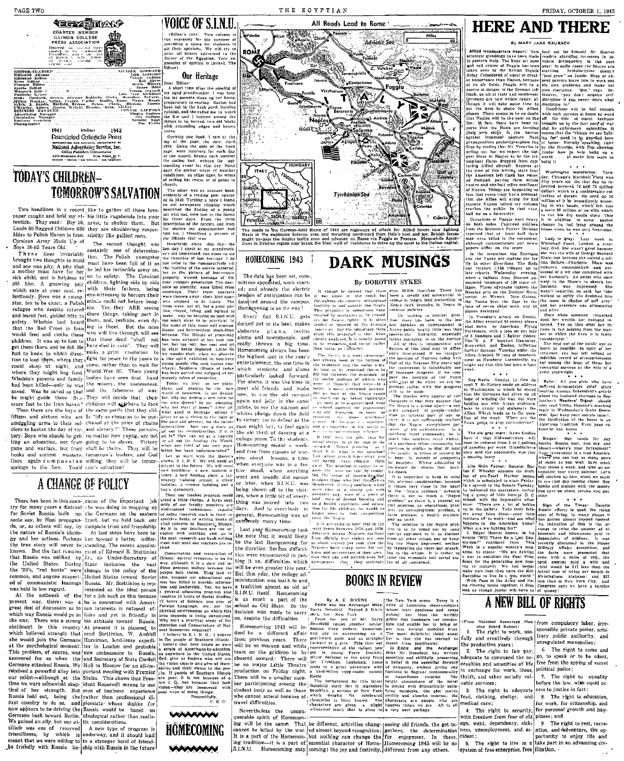# THE EGYPTIAN

CHARTER MEMBER ILLINOIS COLLEGE PRESS ASSOCIATION

Entered as second class matter in the Carbondale Post Office under the Act of March 3, 1879. Printed by the Carbondale Publishing Company.

EDITOR-IN-CHIEF ..... LILLIAN GODDARD
Editorial Adviser ..... Lois Leibecker
Editorial Editor ..... Claude Ladlow
News Editor ..... Bob Chew
Feature Editor ..... Helen Mausey
Sports Editor ..... James Dodd
Women's Editor ..... Teresa Travelstead
Publicity Editor ..... Lois Jane Archibald
Staff: Hundley, Brown, Blessing, Baldwin, Pyles, Bracelen, McCarty, Wilks, Hughes, Nattier, Crader, Clark, Doelle, Honn, Pitner, Brush, Sykes, J. Jacobs, Hoscock, Moore, Hughes, Holmes, Clark, Abshire, Pyles, O'Rourke, Adams, Jacobs, Wright, Benson, Rust, Lipkens
BUSINESS MANAGER ..... CONNIE LAFFOON
Advertising Manager ..... Gladys Carlson
Circulation Manager ..... Pat Cullinan
Business Secretary ..... Dorothy Rust
Photographer ..... Jim Evans

1941 Member 1942
**Associated Collegiate Press**

REPRESENTED FOR NATIONAL ADVERTISING BY
**National Advertising Service, Inc.**
College Publishers Representative
420 MADISON AVE. NEW YORK, N.Y.
CHICAGO • BOSTON • LOS ANGELES • SAN FRANCISCO

## TODAY'S CHILDREN—TOMORROW'S SALVATION

Two headlines in a recent paper caught and held my attention. They read: Boy 10, Leads 50 Ragged Children 600 Miles to Polish Haven in Iran. Corsican Army Made Up of Boys 15-16 Years Old.

These lines invariably brought two thoughts to mind and one was pity. A pity that a mother must have for her sick child, and is helpless to aid him. A gnawing pity which eats at your soul, relentlessly. Here was a youngster, ten to be exact, a Polish refugee who despite injured and bared feet, guided fifty to safety. Wladzio had heard that the Red Cross in Iran would feed and clothe these children. It was up to him to get them there, and he did. He had to know in which direction to lead them, where they could sleep at night, and where they might beg food. Wladzio's parents and family had been killed—only he was saved. Was he saved so that he might guide these five-score feet to the Iran haven?

Then there are the boys of fifteen and sixteen who are smuggling arms to their soldiers to hasten the day of victory. Boys who should be getting an education, not from guns and warfare, but from books and ancient masters. Once again compassion springs to the fore. You'd like to gather all these lovable little vagabonds into your arms, to shelter them. But they are shouldering responsibility like gallant men.

The second thought was certainly one of determination. The Polish youngster must have been full of it as he led his invincible army on to safety. The Corsican children, fighting side by side with their fathers, being eye-witnesses to horrors their minds could not before imagine. Yes, they ARE seeing these things, taking part in them, and, perhaps, even dying in them. But the ones who will live through will see that these dead "shall not have died in vain". They will make a grim resolution to fight for peace in the years to come, rather than to wait for World War III. Their young bodies have seen first hand the misery, the uselessness, and the falseness of war. They will decide that their children will not have to face the same perils that they did. Is "life so cheap as to be purchased at the price of chains and slavery?" These persons, no matter how young, are not going to be slaves. Victory shall be theirs. They will be tomorrow's leaders, and God willing, they will be tomorrow's salvation!

## A CHANGE OF POLICY

There has been in this country for many years a distrust for Soviet Russia, built up some say, by Nazi propaganda, or, as others will say, by the nature of Russia's ideology and her actions. Perhaps the true story will never be known. But the fact remains that Russia was unliked by the United States. During the '20's, "red hunts" were common, and anyone suspected of communistic leanings was held in low regard.

At the outbreak of the present war, there was a great deal of discussion as to which way Russia would go in the war. There was a strong sentiment in this country which believed strongly that she would join the Germans at the psychological moment. This problem, of course, was answered for us when the Germans attacked Russia. We received a powerful ally into our midst—although at the time we were somewhat skeptical of her strength. But Russia held out, being the first country to do so, and now appears to be driving the Germans back toward Berlin. We gained an ally, but our attitude was one of reserved friendliness, by which is meant that we were willing to be friendly with Russia because of the important job she was doing in mopping up the Germans on the eastern front, but we held back our complete trust and friendship.

At last steps have been taken toward a better understanding. The recent appointment of Edward R. Stettinius Jr., as Under-Secretary of State indicates the vast change in the policy of the United States toward Soviet Russia. Mr. Stettinius is represented as the ideal person for a job such as this because he is concerned with American interests in national affairs and yet is friendly in his attitude toward Russia. At present it is planned to send Stettinius, W. Averell Harriman, lend-lease expediter in London and probable new ambassador to Russia, and Secretary of State Cordell Hull to Moscow for an all-important meeting with Premier Stalin. This shows that President Roosevelt means to use men of business experience rather than professional diplomists whose dislike for Russia would be based on ideological rather than realistic considerations.

A new type of program is underway, and it should lead to a stronger bond of friendship with Russia in the future.

## VOICE OF S.I.N.U.

(Editor's note: This column is run expressly for the purpose of providing a space for students to air their opinions. We will try to print all letters addressed to the Editor of the Egyptian. Your expression of opinion is invited. The Editor).

### Our Heritage

Dear Editor:

A short time after the passing of my aged grandmother, I was helping my parents clean up her home, preparatory to renting. Mother had been out in the back yard, burning rubbish, and she called me to watch the fire and I noticed among the things to be burned, two old books with crumbling edges and brown pages.

Opening one book, I saw at the top of the page, the date, April 1854. Down the side of the lined page, were numbers for each day of the month. Beside each number the author had written the outstanding event for that day. Some days the author wrote of weather conditions; on other days, he wrote of selling his crops, or of going to church.

The other was an account book, evidently of a trading post operated in 1849. Turning a page I found an old newspaper clipping which described the finding of a young lad who had been lost in the forest for three days. From the vivid description of the forests, and from the stories my grandmother had told me, I visualized a picture of the Illinois that was.

Invariably, since that day—the last day I spent at my grandmother's old homestead, has come to me the thoughts of lost heritage. I do not refer to the comparatively trivial burning of the source material, but to the picture of lost—more properly, wasted heritage of this new younger generation. The deer once so plentiful, were killed from doorways. Their front quarters were thrown away; their hind quarters, shipped to St. Louis. The trees were not all, but a good portion, rooted, felled, and burned to make way for farming on land with too much slope to be practical. In the wake of this come soil erosion floods, and intermittent slash-filled streams. The Illinois of yesterday has been stripped of her best timber, her top soil, her coal and oil at great being depleted. Little do we wonder then when we observe in the spirit exhibited in Southern young people who seek homes elsewhere; Southern Illinois of today has been gutted and stripped of her formerly robes of yesterday.

Today, we hear of new plans, ideas, and designs for the new world of tomorrow. In our designing, why not design a new robe for our own Queen? In our planning, why not start at home? After all, what good a heritage unless it gives to us a vision in the light of the past and present, for the future generations, how can a state so all for our reconstruction, if it is all in? How can we as a country so all out for feeding the World when our third of our own population has been undernourished?

Let us start with the Queen's crown, S.I.N.U. We will need an airport in the future. We will need new buildings: a new, modern library, a new heating plant, a laboratory training school, a clinic building, a science building and a boy's dormitory.

Then our teacher program could stand a little change. A large majority of our faculty members are well-trained technicians, capable of doing research work in their respective fields, or writing books of vital concern to Southern Illinois. As it is, our teachers are too occupied with teaching, and, as to the past, research and book-writing must wait until our teachers are retired.

Conservation and restoration of Illinois' natural resources is on its way, although it is a slow and tedious process, mainly because the people lack vision. They lack vision, because our educational system has failed to provide information and leadership. Yes, we have a general education program that requires 15 hours of Social Studies, 12 hours of Science, one year of Foreign Language, etc., yet the physical environment in which this area depends is being devastated. Why isn't a practical study of Restoration and Conservation of Natural Resources required?

I believe in S. I. N. U.; I believe in the people of Southern Illinois. I believe that here exists as pure a strain of Americans-by-adoption, as anywhere in the United States. God, give us leaders who will see the vision clearly and give of themselves and their vision to the people. If people of Southern Illinois are poor, it is not because of a low I. Q., but because they lack vision—they are possessed with poor ways of doing things.

Respectfully,
C. E. C.

## HOMECOMING

## All Roads Lead to Rome

The roads to the German-held Rome of 1943 are highways of attack for Allied forces now fighting Nazis in the explosive Salerno area and thrusting northward from Taranto and Bari. British forces might by-pass the Naples base and advance on Rome via Foggia or Pescara. Meanwhile Americans in Salerno region may break the Nazi wall of resistance to drive up the coast to the Italian capital.

## HOMECOMING 1943

The date has been set, committees appointed, work started; and already the electric tension of anticipation can be detected around the campus. Homecoming is on its way!

Every fall S.I.N.U. gets decked out in its best, makes elaborate plans, invites alums and townspeople, and really throws a big time. Homecoming always has been the highest spot in the year's entertainment, the one time to which students and alums particularly looked forward. For alums, it was the time to meet old friends and make new, to see the old campus again and jelly in the same joints, to see the maroon and whites plunge down the field to victory (or to defeat as the case might be), to feel again the old thrill of dancing at a college prom. To the students, Homecoming meant a week-end free from classes or worries about lessons, a time when everyone was in a festive mood, when anything went and usually did sooner or later, when S.I.N.U. was being shown off to the visitors, when a little bit of everything was poured into two days. And to everybody in general, Homecoming was an extremely merry time.

Last year Homecoming took the note that it would likely be the last Homecoming for the duration. Serious difficulties were encountered in putting it on, difficulties which will be even greater this year. But this year, the college administration was loath to end a tradition almost as old as S.I.N.U. itself. Homecoming is as much a part of the school as Old Main. So the decision was made to carry on, despite the difficulties.

Homecoming 1943 will indeed be a different affair from previous years. There will be no maroon and white team on the gridiron to be cheered onward. There will be no major Little Theatre production on Friday night. There will be a smaller number participating among the student body as well as those who cannot attend because of travel difficulties.

Nevertheless the unconquerable spirit of Homecoming will be the same. That cannot be killed by the war. It is a part of the Homecoming tradition—it is a part of S.I.N.U. Homecoming may be different, activities changed almost beyond recognition; but nothing can change the essential character of Homecoming: the joy and festivity, seeing old friends, the get-togethers, the determination for enjoyment. In these, Homecoming 1943 will be no different from any others.

## DARK MUSINGS

By DOROTHY SYKES

It cannot be denied that there is not alone in the south but throughout the country, widespread hostility to and against the Negro. This prejudice is sometimes exaggerated by outsiders or by crusaders for Negro rights; it is often denied or ignored by the average American. But the important thing about this prejudice is that when closely analyzed, it is usually found to be economic and social rather than racial in character.

The Negro, it must remember, has always been at the bottom of the economic and the social scale. As long as he remained there he did not threaten the status quo of the social position of whites who were or thought they were—in a better or more privileged position. But as soon as the Negro began to reach out for better conditions—as soon as he acquired land, went to school, entered the professions, or he did threaten to seem to threaten the more privileged groups. He became a competitor and a competitor in the social as well as the economic sphere.

It fear, fear for jobs, fear for social status. It is the root of the so-called "Negro problem". As I think it is, what is the solution? You cannot preach fear away, you can hardly even educate it away. The solution is rather to remove the cause. Give the Negro security and many of the troubles that we find themselves threatened if every southerner white were sure of a steady job with adequate pay, sure of a piece of land, sure of decent housing and good health conditions and education for his children, he would no longer need to fear competition from the Negro.

It is amazing to note that in the sixty years between 1870 and 1930 illiteracy among Negroes declined from slightly over eighty per cent to about sixteen per cent of the Negro population, that in 1930 the Negroes have today some 100 colleges and universities of their own; that they edit and publish over 200 newspapers; that they maintain over 30,000 churches. There has been a steady and substantial increase in Negro land ownership, in Negro bank deposits, in Negro insurance policies.

Or looking to another direction, there has been, in the last few decades an improvement in Negro public health, little less than spectacular. Mortality, especially infant mortality, is on the decline.

All of this is comparative, and figures of this kind may be differently interpreted. If we compare the position of Negroes today with that of the Negroes fifty years ago, the impression is undoubtedly one of immense progress. If we compare the position of the Negro with that of the white we are impressed rather with the progress still to be made.

The trouble with figures of this character is that they assume that the Negro is a group apart—a separate category of people rather than an integral part of our society. It is not sufficiently realized that the Negro is everywhere partaker of his environment. In a southern rural community he is much like southern rural whites, in a northern urban community his position is similar to that of most city people. In times of poverty he is poor, in periods of prosperity he prospers. Where education is backward, he shares that backwardness.

It is important to keep in mind this obvious consideration, because it comes very close to the heart of the "Negro problem." Actually there is not so much a "Negro problem" as there is a general social problem, an educational problem, an unemployment problem, a farm problem, a health problem, and so forth.

The solution to the Negro problem is to be found not by some special approach to it, as distinct from all other things, not by keeping the Negro depressed, neither by separating the races nor preaching to the whites. It is rather to raise the economic and social status of all concerned.

## BOOKS IN REVIEW

By A. E. BIVENS

**Eddie and the Archangel Mike.** Barry Benefield. Reynal & Hitchcock, Inc. New York.

From the pen of Mr. Barry Benefield comes another tender, human story gallant, humorous, and gay as unassuming as a hand-work quilt and as straightforward as a grin. This time our representative of the valiant people is young Perry Tonkin, whose decision to run away from her Grandma, Louisiana, home leads to a great adventure with a hard-bitten copy-reader named Eddie.

The background for this latest Benefield story lies in legendary Brooklyn, a section of New York which Benefield in celebrated chronicles is little known. The characters are given a slight whimsical touch that is akin to the New York scene. Perry is a child of Louisiana share-croppers whose toils produced scarcely enough to defend her from the worldly prime that torments her compatriots and enable her to bring order into several muddled lives. The most delightful thing about her is that she has learned no lesson from propinquity.

In Eddie and the Archangel Mike Mr. Benefield has written smoothly and skillfully, preserving a belief in the essential decency of humanity, without giving any foothold to flagrant sentimentality or superfluous emotion. The bright atmosphere of the novel is dotted with dramatically satisfying incidents; the plot moves swiftly and absorbs interest; the characters are people who are happier than we are. All in all a very neat package.

# HERE AND THERE

By MARY JANE RAUBACK

Allied Headquarters Report: New strategic gleanings have been made in eastern Italy. The huge air base and rail center of Foggia has been taken over by the British Eighth Army. Considered of equal or greater importance than Naples, because of its air fields, Foggia will be a source of danger to the German left flank, as all of Italy and southwest Germany are now within range, although it will take some time to get the base in shape for Allied planes. There seems to be no doubt that Naples will be the next on the list. In fact, there have been reports that the Nazis are burning their own ships in the harbor against imminent capture. Nazi propagandists probably explain the fires by stating that Mt. Vesuvius is acting up; but we expect the biggest blaze in Naples to be the triumphant Garo dropped from capturing Allied aircraft. Reports at the time of this writing state that the American left flank has entered Pompeii, putting them within twelve and one-half miles southeast of Naples. Things are happening so fast that yours truly has a premonition the Allies will storm and capture Naples before my column reaches the public. In that case, hail me as a forecaster.

Casualties at Foggia were heavy on both sides. Captured soldiers from the Sixteenth Panzer Division reported that at least half their men were killed in the encounter, although commentators and newspapers differ on the score.

In the meantime, the Russians and the Yanks are making the fur fly in other directions. The Reds had retaken 1,160 villages up to late reports Wednesday evening, when a bulletin from Moscow announced recapture of 120 more villages. These advances tightened the Russian grip on the Dnieper River sector. At Wewak, New Guinea, the Yanks beat the Japs to the tune of seven ships sunk, and 60 planes destroyed.

In Tuesday's attack on Emden, the Allies reported 85 enemy planes shot down by American Flying Fortresses, with a loss on our side of 8 bombers and 1 fighter planes. The R. A. F. bombed Hanover, Brunswick, and Emden, inflicting further damage Tuesday night, the Allies dropped 50 tons of bombs—it went as heavy as Saturday. Considerably, we might say that this has been a busy week.

\* \* \*

Goy Nazis: Monday, Lt. Gen. Joseph T. McNarney made an address in Washington in which he stated that the Germans had given up all hope of winning the war, but were holding out with Aryan stubbornness to annoy and stalemate the Allies. Which leads us to the question of the week: When are the Nazis going to stop surrendering?

\* \* \*

The old gray mare: News flashes have it that Midwesterners will soon be reduced from 3 to 2 gallons of gasoline per week. Grandfathers once sold the automobile was just a passing fancy.

\* \* \*

Life With Father: Senator Burton K. Wheeler opposes the drafting of pre-Pearl Harbor papas, which is scheduled to start Friday. In a speech to the Senate Thursday he indicated the spectators, including a group of kids from a D. C. school, with the impressive utterance: "There are a lot of babies up in the gallery. Take their fathers away from them—send their mothers off to work—and see what happens to the American home." What are we fighting for?

J. Edgar Hoover knows. In his article "Will There Be a Lost Generation?" reprinted from This Week in a popular woman's magazine, he states: "We are fighting a war to establish the Four Freedoms for the generation now coming to maturity. We had better make sure that they have the self-discipline to live in a free world." With Papa in the Army and Mama riveting tanks together, it does look as though Junior will have to look out for himself. Mr. Hoover reports alarming increases in juvenile delinquency in the past year; in some cases the figures are startling. Self-discipline doesn't "just grow" on Junior. Busy or absent parents leave him to work out his own problems and make his own discipline. "But," says Mr. Hoover, "you don't acquire self-discipline if you never learn what discipline is."

Conditions will be bad enough with both parents at home to ward off the ills of moral latitude brought on by the fast pace of war and its unforeseen calamities. It seems that the "things we are fighting for" need to be guarded here at home. Literally speaking, right here by the fireside, with Pop showing Junior how to help build up a world ... to make him want to build it.

\* \* \*

Washington waterworks: Tuesday, Chicago's Wrigley's Field was fifty years old. On that day he inherited between 70 and 76 million dollars, which is a considerable collection of ducats. He used up 10 million of it by immediately investing in war bonds, which left him a mere 60 million or so with which to run his dry goods store. This is in addition to some pocket change he had lying around the house when he was only forty-nine.

\* \* \*

Lady in gray: Last week in Whitehall Court, London, a great lady died. She wasn't great because she was the wife of George Bernard Shaw, nor because she owned a million dollars—Charlotte Shaw was cultured, cosmopolitan, and possessed of a wit that compared with her husband's. An artist who once went to the Shaws to sketch her husband was impressed. She wasn't beautiful, he said, but "she wafted so softly she drifted into the room in shades of soft grey" and her presence was stimulating and alive.

Once when someone remarked about her wealth, her husband retorted, "I've no idea what her income is, but judging from the manner in which she lives it is fairly considerable."

She kept out of the public eye as much as possible. In spite of her reticence she has left behind an indelible record of accomplishment not among the least of these her successful success as the wife of a great playwright.

\* \* \*

Balm: All you girls who have suffered inconsolable grief since reading Aurora Schelfeld's article about the husband shortage in September's Readers' Digest should also read Velma Hassett's scathing reply in Wednesday's Globe Democrat. Just keep your morals intact; the institution of the home is an American tradition. Even your columnist has hopes.

\* \* \*

Slogan: Buy bonds for sky bombs. Bombs bust, you say, and bluey—where's your investment? Your investment is a free America, where you can buy as many pairs of shoes as you wish, have steak four times a week, and take an automobile tour every summer. Let's not slacken up now, when we begin to see that day coming closer. Buy bonds and stamps with the money you save on shoes, steaks, and gasoline.

\* \* \*

Sign of the Times: Despite frantic efforts to quell the rising cost of living, in many places it has gotten almost beyond control. An indication of this is the attempt to raise the amount of allotments and allowances paid to dependents of soldiers. It was recently discussed in the House Military Affairs committee, and the facts were presented that even with a raise of 10%, the total amount paid a wife and child would be $11 less than the actual cost of living per month in Birmingham, Alabama; and $22 less than in New York City. And Congress says we have a surplus of money!

## A NEW BILL OF RIGHTS

(From National Resources Planning Board Report)

1. The right to work, usefully and creatively through the productive years;
2. The right to fair pay, adequate to command the necessities and amenities of life in exchange for work, ideas, thrift, and other socially valuable services;
3. The right to adequate food, clothing, shelter, and medical care;
4. The right to security, with freedom from fear of old age, want, dependency, sickness, unemployment, and accident;
5. The right to live in a system of free enterprise, free from compulsory labor, irresponsible private power, arbitrary public authority, and unregulated monopolies;
6. The right to come and go, to speak or to be silent, free from the spying of secret political police;
7. The right to equality before the law, with equal access to justice in fact;
8. The right to education, for work, for citizenship, and for personal growth and happiness; and
9. The right to rest, recreation, and adventure, the opportunity to enjoy life and take part in an advancing civilization.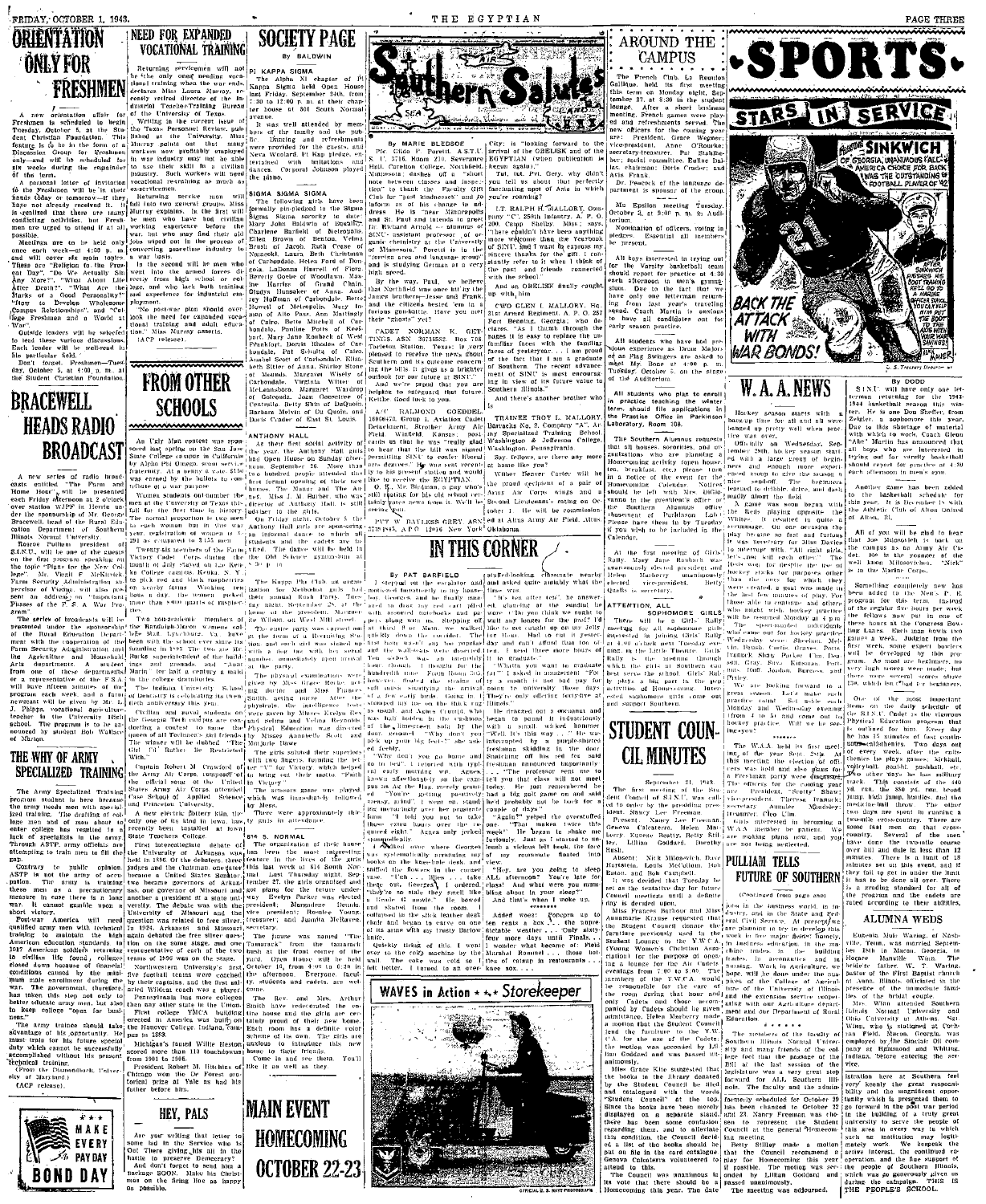# ORIENTATION ONLY FOR FRESHMEN

A new orientation affair for Freshmen is scheduled to begin Tuesday, October 5, at the Student Christian Foundation. This feature is to be in the form of a Discussion Group for Freshmen only—and will be scheduled for six weeks during the remainder of the term.

A personal letter of invitation to the Freshmen will be in their hands today or tomorrow—if they have not already received it. It is realized that there are many conflicting activities, but Freshmen are urged to attend it at all possible.

Meetings are to be held only once each week—at 4:00 p. m. and will cover six main topics. These are "Religion to the Present Day", "Do We Actually Sin Any More?", "What About Life After Death?", "What Are the Marks of a Good Personality?" "How to Develop Wholesome Campus Relationships", and "College Freshmen and a World at War".

Outside leaders will be selected to lead these various discussions. Each leader will be well-read in his particular field.

Don't forget, Freshmen—Tuesday, October 5, at 4:00 p. m. at the Student Christian Foundation.

# BRACEWELL HEADS RADIO BROADCAST

A new series of radio broadcasts entitled "The Farm and Home Hour", will be presented each Friday afternoon at 2 o'clock over station WJPF in Herrin under the sponsorship of Mr. George Bracewell, head of the Rural Education Department of Southern Illinois Normal University.

Roscoe Pulliam president of S.I.N.U. will be one of the guests on the first program speaking on the topic "Plans for the New College". Mr. Virgil F. McKittrick, Farm Security Administration supervisor of Vienna, will also present an address on "Important Phases of the F. S. A. War Program".

The series of broadcasts will be presented under the sponsorship of the Rural Education Department with the cooperation of the Farm Security Administration and the Agriculture and Household Arts departments. A student from one of these departments or a representative of the F.S.A. will have fifteen minutes of the program each week and a farm newscast will be given by Mr. L. J. Phipps, vocational agriculture teacher in the University High school. The program is to be announced by student Bob Wallace of Marion.

# THE WHY OF ARMY SPECIALIZED TRAINING

The Army Specialized Training program student is here because the army needs men with specialized training. The drafting of college men and of men about to enter college has resulted in a lack of specialists in the army. Through ASTP army officials are attempting to train men to fill the gap.

Contrary to public opinion ASTP is not the army of occupation. The army is training these men as a precautionary measure to care there is a long war. It cannot gamble upon a short victory.

Post-war America will need qualified army men with technical training to maintain the high American education standards. In 1917 American soldiers returning to civilian life found colleges closed down because of financial conditions caused by the minimum male enrollment during the war. The government therefore has taken this step not only to better educate army men, but also to keep colleges "open for business."

The Army trainee should take advantage of his opportunity. He must train for his future special duty which cannot be successfully accomplished without his present technical training.

(From the Diamondback, University of Maryland)

(ACP release).

MAKE EVERY PAY DAY BOND DAY

# NEED FOR EXPANDED VOCATIONAL TRAINING

Returning servicemen will not be the only ones needing vocational training when the war ends, declares Miss Laura Murray, recently retired director of the Industrial Teacher-Training Bureau of the University of Texas.

Writing in the current issue of the Texas Personnel Review, published at the University, Miss Murray points out that many workers now profitably employed in war industry may not be able to use their skill in a civilian industry. Such workers will need vocational re-training as much as ex-servicemen.

Returning service men will fall into two general groups, Miss Murray explains. In the first will be men who have had civilian working experience before the war, but who may find their old jobs wiped out in the process of converting peacetime industry to a war basis.

In the second will be men who went into the armed forces directly from high school or college, and who lack both training and experience for industrial employment.

"No post-war plan should overlook the need for expanded vocational training and adult education," Miss Murray asserts.

(ACP release).

# FROM OTHER SCHOOLS

An Ugly Man contest was sponsored last spring on the San Jose State College campus in California by Alpha Phi Omega, scout service fraternity. At a nickel a vote, $150 was earned by the ballots to contribute to a war purpose.

Women students out-number the men at the University of Texas this fall for the first time in history. The normal proportion is two men to each woman, but in the war year, registration of women is 3,291 as compared to 3,155 men.

Twenty-six members of the Farm Victory Cadet Corps during the month of July stayed on the New York college campus Keuka N. Y. to pick red and black raspberries on nearby farms. Working two hours a day, the women picked more than 2000 quarts of raspberries.

Two non-academic members of the Randolph-Macon woman's college staff, Lynchburg, Va. have been with the school ever since its founding in 1893. The are Mr. Gregory, the night watchman, and Mr. Banks, superintendent of the buildings and grounds, and "Aunt Mattie" has held a century a man in the college dormitories.

The Indiana University School of Medicine is celebrating its sixtieth anniversary this year.

Civilian and naval students on the Georgia Tech campus are conducting a contest to name the queen of all Techmen's girl friends. The winner will be dubbed "The Girl I'd Rather Be Restricted With."

Captain Robert M. Crawford of the Army Air Corps, composer of the official song of the United States Army Air Corps, attended Case School of Applied Science and Princeton University.

A new electric lottery kiln, the only one of its kind in Iowa, has recently been installed at Iowa State Teachers College.

First intercollegiate debate of the University of Arkansas was held in 1896. Of the debaters, three judges and the chairman one later became a United States Senator; two became governors of Arkansas, one governor of Missouri and another a president of a great university. The debate was with the University of Missouri and the question was related to free silver. In 1924, Arkansas and Missouri again debated the free silver question on the same stage, and one representative of each of the two teams of 1896 was on the stage.

Northwestern University's first football team were coached by their captains, and the first salaried Wildcat coach was a player.

Pennsylvania has more co-eds than any other state in the Union.

First college YMCA building erected in America was built on the Hanover College, Indiana, campus in 1883.

Michigan's famed Willie Heston scored more than 110 touchdowns from 1901 to 1904.

President Robert M. Hutchins of Chicago won the Dr Forest oratorical prize at Yale as had his father before him.

# HEY, PALS

Are your writing that letter to some lad in the Service who is Out There giving his all in the battle to preserve Democracy?

And don't forget to send him a package SOON. Make his Christmas on the firing line as happy as possible.

# SOCIETY PAGE

By BALDWIN

**PI KAPPA SIGMA**

The Alpha Xi chapter of Pi Kappa Sigma held Open House last Friday, September 24th, from 7:30 to 12:00 p. m. at their chapter house at 304 South Normal avenue.

It was well attended by members of the faculty and the public. Dancing and refreshments were provided for the guests, and Nora Woolard Pi Kap pledge, entertained with imitations and dances. Corporal Johnson played the piano.

**SIGMA SIGMA SIGMA**

The following girls have been formally pin-pledged to the Sigma Sigma Sigma sorority to date: Mary John Baldwin of Metropolis, Charlene Barfield of Metropolis, Ellen Brown of Benton, Velma Brush of Jacob, Ruth Crone of Nameoki, Laura Beth Christman of Carbondale, Helen Ford of Dongola, LaDonna Harrell of Flora, Beverly Goetz of Woodlawn, Maxine Harriss of Grand Chain, Gladys Henderer of Anna, Audrey Hoffman of Carbondale, Betty Howell of Metropolis, Mary Inman of Alto Pass, Ann Martenly of Cairo, Bette Mitchell of Carbondale, Pauline Potts of Keesbort, Mary Jane Renbeck of West Frankfort, Dorris Rhodes of Carbondale, Pat Schultz of Cairo, Annabel Scott of Carbondale, Elizabeth Sitter of Anna, Shirley Stout of Mounds, Margaret Wheeler of Carbondale, Virginia Wilson of McLeansboro, Margaret Waldrop of Golconda, Jean Cornelius of Centralia, Betty Shute of DuQuoin, Barbara Melvin of Du Quoin, and Doris Crader of East St. Louis.

**ANTHONY HALL**

As their first social activity of the year the Anthony Hall girls held Open House on Sunday afternoon, September 26. More than two hundred people attended this first formal opening of their new homes. The Manor and The Annex. Miss J. M. Barber, who was director of Anthony Hall, is still adviser to the girls.

On Friday night, October 8 the Anthony Hall girls are sponsoring an informal dance to which all students and the cadets are invited. The dance will be held in the Old Science gymnasium at 8:30 p. m.

The Kappa Phi Club, an organization for Methodist girls, held their annual Rush Party, Tuesday night, September 28 at the home of the president, Marguerite Wilson on West Mill street.

The entire party was carried out in the form of a Recruiting Station and each girl was signed up with a dog tag with her name through inductive exercises, and all were immediately upon arrival at the party.

The physical examination was given by Miss Grace Rocke; questioning by Miss Dorothy Smith, getting nurse. After the physicals, the enlistment were given by Misses Evelyn Rey and Velma and Velma Reynolds. Physical Education was directed by Misses Annabelle Scott and Marjorie Dawe.

The girls saluted their superiors with two fingers forming the letter "V" for Victory, which helped to bring out their motto, "Faith in Victory".

The scissors game was played which was immediately followed by Mess.

There were approximately thirty girls in attendance.

**814 S. NORMAL**

The organization of their house has been the most important feature in the lives of the girls this last week at 814 South Normal. Last Thursday night, September 27, the girls organized and got plans for the future underway. Evelyn Parker was elected president; Marjadene Dennis, vice president; Rosalee Young, treasurer; and Juanita McRaven, secretary.

The house was named "The Tamarack" from the tamarack bush at the front corner of the yard. Open House will be held October 10, from 4:00 to 6:30 in the afternoon. Everyone, faculty, students and cadets, are welcome.

The Rev. and Mrs. Arthur Smith have redecorated the entire house and the girls are certainly proud of their new home. Each room has a definite color scheme of its own. The girls are anxious to introduce this new home to their friends.

Come in and see them. You'll like it as well as they.

# MAIN EVENT HOMECOMING OCTOBER 22-23

# Southern Salutes

By MARIE BLEDSOE

Pfc Guido P. Poretti, A.S.T.U. S. U. 3716, Room 210, Severance Hall, Carleton College, Northfield, Minnesota; dashes off a "short note between classes and inspection" to thank the Faculty Gift Club for "past kindnesses" and to inform us of his change in address. He is "near Minneapolis and St. Paul and intends to greet Dr. Richard Arnold—an alumnus of SINU assistant professor of organic chemistry at the University of Minnesota". Poretti is in the Erscusing area and language group and is studying German at a very high speed.

By the way, Paul, we believe that Northfield was once hit by the Jamce brothers—Jesse and Frank, and the citizens beated 'em in a famous gun-battle. Have you met their "ghosts" yet?

CADET NORMAN K. GETTINGS, ASN 36735852, Box 758, Pratten Station, Texas; is very pleased to receive the news about Southern and its outcome concerning the SINU; it gives us a brighter outlook for our future at SINU.

And we're proud that you are helping to safeguard that future, Keith! Good luck to you.

A/C RALMOND GOEDDEL, 16066478, Group 1, Aviation Cadet Detachment, Strother Army Air Field, Winfield, Kansas; post cards us that he was "really glad to hear that the bill was signed permitting SINU to confer liberal arts degrees." He was sent recently to his present station and would like to receive the EGYPTIAN.

O. K., Mr. Birdman, a guy who's still rooting for his old school certainly rates news from it. We'll be seeing you.

PVT W. BAYLESS GREY ASN 37718485, A.P.O. 12016 New York City; is "looking forward to the arrival of the OBELISK and of the EGYPTIAN (when publication is begun again)."

Tut, tut, Pvt. Grey, why didn't you tell us about that perfectly fascinating spot of Asia in which you're roaming?

LT. RALPH H. MALLORY, Company "C", 259th Infantry, A. P. O. 200, Camp Shelby Miss.; says, "there couldn't have been anything more welcome than the Yearbook of SINU, and I want to express my sincere thanks for the gift. I constantly refer to it when I think of the past and friends connected with the school."

And an OBELISK finally caught up with him.

CWO GLEN E. MALLORY, Hq. 21st Armed Regiment, A. P. O. 257, Fort Benning, Georgia; who declares, "As I thumb through the pages it is easy to replace the unfamiliar faces with the familiar faces of yesteryear . . . I am proud of the fact that I am a graduate of Southern. The recent advancement of SINU is most encouraging in view of its future value to Southern Illinois."

And there's another brother who is

TRAINEE TROY L. MALLORY, Barracks No. 5, Company "A", Army Specialized Training School, Washington & Jefferson College, Washington, Pennsylvania.

Say, fellows, are there any more at home like you?

Wilbur Denver Carter will be the proud recipient of a pair of Army Air Corps wings and a Second Lieutenant's rating on October 1. He will be commissioned at Altus Army Air Field, Altus, Oklahoma.

# IN THIS CORNER

By PAT BARFIELD

I stepped off the escalator and noticed instantly to my horror that my heavy brown oxfords were missing and the dearly beloved in those two and card filled with assorted notebooks and papers, along with me. Stepping off that wall-scale more deserted than ever with an uncertainty it was cheerful. Just a little faint. Sitting in my room I thought for the hundredth time Main Room; but somebody looked. Lazily the eight mule stuffed among the entrance of a first book which I was to attend, instead. And then as usual and again Cramm, who has been sitting so high in the chairs near the limestone sculptures, didn't move. "Why don't you do it?" I repeated. "Why? Look at me? I'd be too late so I'd feel so good."

"Why don't you go home and go to bed?" I retorted with typical early morning wit. "Sleeping with just plain pockets?" Yawning sweetly, I went on, stand, its me, exactly over her masterpiece. "You are getting positively squeaky, Agnes," I said, "but unless you'd like to have those extra hours over the required eight." Agnes only jerked contemptuously.

I walked over where Georges was systematically arranging my books on the knee-hole desk, and sniffed the flowers in the corner vase. "Ugh . . . lilies . . . take these out, Georges," I ordered, "they're so stale they smell like a grade C movie." He bowed and glided from the room.

I collapsed in the slick leather desk chair and began to carve on one of its arms with my trusty Barlow knife.

Quickly tiring of this, I went over to the coke machine by the wall. The coke was cold so I felt better. I turned to an overstuffed-looking chesnaut nearby and asked quite suitably what the time was.

"It's ten after ten." he answered, standing at the sudden screwed view "Do you think we ought to wait any longer for the prof?" I'd like to get caught up on my Jelly Roll Morton. Had to cut it yesterday and can't afford that loss of sleep." "Three more hours of it to graduate."

"Whatta you want to graduate for?" I asked in amazement. "Thirty a month is not bad pay for going to university these days. They're only offering forty-five at Illinois."

He dwelled on a coconut and began to pound it industriously with a small wicked hammer. "Well it's this way . . ." He was interrupted by a purple-shirted freshman skidding in the door.

Snatching off his red fez said freshman announced importantly "The professor sent me to tell you that class will not meet today. He just remembered he has a big golf game on and said he'd probably not be back for a couple of days."

"Again?" yelped the overstuffed one. "That makes twice this week." He began to shake me furiously. I sat up. I started to unleash a vicious left hook, the face of my roommate floated into view.

"Hey, are you going to sleep ALL afternoon? You're late for class! And what were you mumbling about in your sleep?"

And that's when I woke up.

Added woes: Pompeys up to ten cents a box . . . the unpredictable weather . . . Only sixty-four more days until Finals . . . I wonder what became of Field Marshal Rommel . . . those bottles of catsup in restaurants . . . knee sox.

WAVES in Action — Storekeeper

# AROUND THE CAMPUS

The French Club, La Reunion Gallique, held its first meeting this term on Monday night, September 27, at 8:30 in the student lounge. After a short business meeting, French games were played and refreshments served. The new officers for the coming year are: President, Grace Wegner; vice-president, Ailee O'Rourke; secretary-treasurer, Pat Stableforth; Social committee, Euline Dallas, chairman; Doris Crader; and Avis Frank.

Dr. Peacock of the language department is sponsor of the group.

Mu Epsilon meeting Tuesday, October 5, at 8:00 p. m. in Auditorium.

Nomination of officers, voting on pledges. Essential all members be present.

All boys interested in trying out for the varsity basketball team should report for practice at 4:30 each afternoon in men's gymnasium. Due to the fact that we have only one letterman returning from last year's traveling squad, Coach Martin is anxious to have all candidates out for early season practice.

All students who have had previous experience as Drum Majors or Flag Swingers are asked to meet Mr. Bone at 4:00 p. m., Tuesday, October 5, on the stage of the Auditorium.

All students who plan to enroll in practice teaching the winter term, should file applications in the Practice Office in Parkinson Laboratory, Room 108.

The Southern Alumnus requests that all houses, societies, and organizations who are planning a Homecoming activity (open house, tea, breakfast, etc.) please turn in a notice of the event for the Homecoming Calendar. Notices may be left with Mrs. Bridges, vanne in the president's office or the Southern Alumnus office, Department of Parkinson Lab. Please have them in by Tuesday if you wish to be included in the Calendar.

At the first meeting of Girls Rally, Mary Jane Renbeck was unanimously elected president and Helen Marberry unanimously elected vice-president. Betty Qualls is secretary.

**ATTENTION, ALL SOPHOMORE GIRLS**

There will be a Girls' Rally meeting for all sophomore girls interested in joining Girls' Rally at four o'clock next Tuesday evening in the Little Theatre. Girls Rally is the medium through which the girls at Southern can best serve the school. Girls' Rally plays a big part in the pep activities of Homecoming. Interested sophomore girls come out and support Southern.

# STUDENT COUNCIL MINUTES

September 21, 1943.

The first meeting of the Student Council of S.I.N.U. was called to order by the presiding president, Nancy Lee Freeman.

Present: Nancy Lee Freeman, Geneva Calcaterra, Helen Marberry, Eunice Beatty, Betty Stiller, Lillian Goddard, Dorothy Rush.

Absent: Nick Milosevich, Dave Sorenson, Lewis McCollum, Bob Eaton, and Bob Campbell.

It was decided that Tuesday be set as the tentative day for future Council meetings until a definite day is decided upon.

Miss Frances Barbour and Miss Annemarie Krause suggested that the Student Council donate the furniture previously used in the Student Lounge to the Y.W.C.A. (Young Women's Christian Association) for the purpose of opening a lounge for the Air Cadets evenings from 7:00 to 9:00. The members of the Y.W.C.A. would be responsible for the care of the room during that hour and only Cadets and those accompanied by Cadets should be given admittance. Helen Marberry made a motion that the Student Council lend the furniture to the Y.W.C.A. for the use of the Cadets; the motion was seconded by Lillian Goddard and was passed unanimously.

Miss Grace Kite suggested that the books in the library donated by the Student Council be filed and catalogued with the words "Student Council" at the top. Since the books have been moved, displayed on a separate shelf, there has been some confusion regarding them, and to alleviate this condition, the Council decided a list of the books should be put on file in the card catalogue. Geneva Calcaterra volunteered to attend to this.

The Council was unanimous in its vote that there should be a Homecoming this year. The date formerly scheduled for October 29 has been changed to October 22 and 23. Nancy Freeman was chosen to represent the Student Council at the general Homecoming meeting.

Betty Stiller made a motion that the Council recommend a play for Homecoming this year if possible. The motion was seconded by Lillian Goddard and passed unanimously.

The meeting was adjourned.

# PULLIAM TELLS FUTURE OF SOUTHERN

(Continued from page one)

jobs in the business world, in industry, and in the State and Federal Civil Service. At present we are planning to try to develop this work in two major fields: namely, in business education, in machine trades, in the building trades, in aeronautics and in nursing. Work in Agriculture, we hope, will be done under the auspices of the College of Agriculture of the University of Illinois and the extension service cooperating with our Agriculture department and our Department of Rural Education.

The members of the faculty of Southern Illinois Normal University and many friends of the college feel that the passage of the Bill at the last session of the legislature was a very great step forward for ALL Southern Illinois. The faculty and the administration here at Southern feel very keenly the great responsibility and the magnificent opportunity which is presented them to go forward in the post war period in the building of a truly great university to serve the people of this area in every way in which such an institution may legitimately work. We bespeak the active interest, the continued cooperation, and the fine support of the people of Southern Illinois, which was so generously given us during the campaign. THIS IS THE PEOPLE'S SCHOOL.

# SPORTS

STARS IN SERVICE

SINKWICH OF GEORGIA, UNANIMOUS FALL-AMERICA FULLBACK CHOICE FOR BACK WAS THE OUTSTANDING FOOTBALL PLAYER OF '42

AFTER SINKWICH FINISHED HIS BOOT TRAINING HE'LL GO TO A MARINE OFFICER SCHOOL. YOU CAN HELP HIM BUY THE BOOT OUT OF THE AXIS WITH YOUR WAR SAVINGS!

BACK THE ATTACK WITH WAR BONDS!

U. S. Treasury Department

# W. A. A. NEWS

Hockey season starts with a bang-up time for all and all were tearing up pretty well when practice was over.

Officially on Wednesday, September 29th, hockey season started with a large crowd of beginners and enough more experienced group to give the season a fine send-off. The beginners wanted to dribble, drive, and dash madly about the field.

A game was now begun with the Reds playing opposite the Whites. It resulted in quite a scrimmage. On one occasion the play became so fast and furious with the right players it was necessary for Miss Davies to intervene with "All right girls, let's see now who will each other." The Reds went for despite the use of hockey sticks for purposes other than the ones for which they were created, a goal was made in the last few minutes of play. For those able to continue and others who might wish, hockey practices will be resumed Monday at 4 p.m.

The sportsmanship individuals who came out for hockey practice Wednesday were: Sheelan, Merlin, Brush, Carter, Graves, Doris Isenack, Shaw, Parker, Flint, Dozier, Gray, Cleo, Kinsman, Potts, Hoff, Gordon, Burress and Pixley.

We are looking forward to a great season. Let's make each practice count. Set aside each Monday and Wednesday evening from 4 to 5:30 and come out for hockey practice. Will we be seeing you?

The W.A.A. held its first meeting of the year Sept. 24th. At this meeting the election of officers was held and also plans for a Freshman party were discussed. The officers for the coming year are: President, "Scotty" Shaw; vice-president, Theresa Pasnack; secretary, Annamae Woodsley; treasurer, Cleo Ulm.

Miss Davies is becoming a W.A.A. member by practice. We are making plans now, and you are not being neglected.

# ALUMNA WEDS

Eugenia Mail Waring of Nashville, Tenn. was married September 15th in Macon, Georgia, to Horace Manville Winn. The bride's father, T. Waring, pastor of the First Baptist church at Anna, Illinois officiated in the presence of the immediate families of the bridal couple.

Mrs. Winn attended Southern Illinois Normal University and Ohio University at Athens. Sgt. Winn, who is stationed at Cochran Field, Macon, Georgia, was employed by the Sinclair Oil company at Hammond and Whiting, Indiana, before entering the service.

By DODD

S.I.N.U. will have only one letterman returning for the 1943-1944 basketball season this winter. He is one Don Shelter, from Zeigler, a sophomore this year. Due to this shortage of material with which to work, Coach Glenn "Abe" Martin has announced that all boys who are interested in trying out for varsity basketball should report for practice at 4:30 each afternoon in men's gym.

Another game has been added to the basketball schedule for this year. It is the rubber in which the Athletic Club of Alton visited of Alton, Ill.

All of you will be glad to hear that Joe Milosevich is back on the campus as an Army Air Cadet. He is the younger of the well known Milosevichs. "Nick" is in the Marine Corps.

Something completely new has been added to the Navy P. T. program for this term. Instead of the regular five hours per week the fellows now put in one of these hours at the Congress Bowling Lanes. Each man bowls two games a week. Judging from the first week, some expert bowlers will be developed by this program. As most are beginners, no very high scores were made; but there were several scores above 150, which isn't bad for beginners.

One of the most important items on the daily schedule of the S.I.N.U. Cadet is the vigorous Physical Education program that is outlined for him. Every day he has 15 minutes of fast continuous calisthenics. Two days out of every week, after the calisthenics he plays games; kickball, volleyball, pushball, softball, pushball etc. The other three days he does on military track. This consists of the 440 yd. run, the 880 yd. run, broad jump, high jump, hurdles, and the medicine ball throw. The other two days are spent in running a cross-country course. There are some fast men on that cross-country. Several of the men have done the two-mile course over hill and dale in less than 12 minutes. There is a limit of 18 minutes set on this event, and if they fail to get in under the limit it has to be done all over. There is a pending standard for all of the program and the cadets are rated according to their abilities.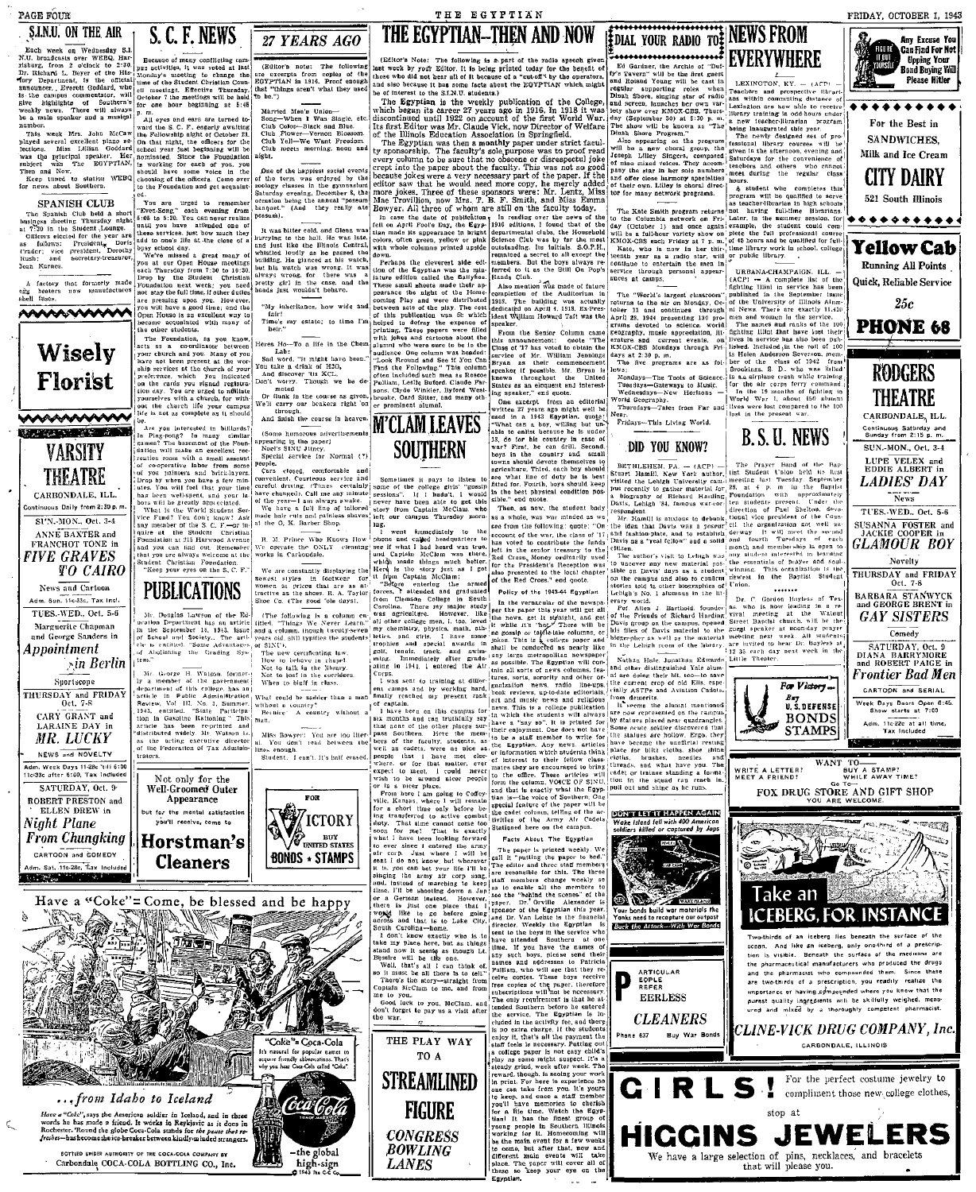## S.I.N.U. ON THE AIR

Each week on Wednesday S.I.N.U. broadcasts over WEBQ, Harrisburg, from 2 o'clock to 2:30. Dr. Richard L. Beyer of the History Department, is the official announcer. Everett Goddard, who is the campus commentator, will give highlights of Southern's weekly news. There will always be a main speaker and a musical number.

This week Mrs. John McCaw played several excellent piano selections. Miss Lillian Goddard was the principal speaker. Her subject was The EGYPTIAN, Then and Now.

Keep tuned to station WEBQ for news about Southern.

## SPANISH CLUB

The Spanish Club held a short business meeting Thursday night at 7:30 in the Student Lounge.

Officers elected for the year are as follows: President, Doris Crader; vice president, Dorothy Rush; and secretary-treasurer, Jean Karnes.

A factory that formerly made egg beaters now manufactures shell fuses.

**Wisely Florist**

## VARSITY THEATRE

CARBONDALE, ILL.

Continuous Daily from 2:30 p.m.

SUN.-MON., Oct. 3-4

ANNE BAXTER and FRANCHOT TONE in

*FIVE GRAVES TO CAIRO*

News and Cartoon

Adm. Sun. 11c-33c, Tax Incl.

TUES.-WED., Oct. 5-6

Marguerite Chapman and George Sanders in

*Appointment in Berlin*

Sportscope

THURSDAY and FRIDAY Oct. 7-8

CARY GRANT and LARAINE DAY in

*MR. LUCKY*

NEWS and NOVELTY

Adm. Week Days 11-28c Till 6:00 11c-33c after 6:00, Tax Included

SATURDAY, Oct. 9

ROBERT PRESTON and ELLEN DREW in

*Night Plane From Chungking*

CARTOON and COMEDY

Adm. Sat. 11c-28c, Tax Included

## S. C. F. NEWS

Because of many conflicting campus activities, it was voted at last Monday's meeting to change the time of the Student Christian Council meetings. Effective Thursday, October 7 the meetings will be held for one hour beginning at 5:45 p. m.

All eyes and ears are turned toward the S. C. F. eagerly awaiting the Fellowship night of October 21. On that night, the officers for the school year just beginning will be nominated. Since the Foundation is working for each of you, you should have some voice in the choosing of the officers. Come over to the Foundation and get acquainted.

You are urged to remember "Eve-Song" each evening from 5:05 to 5:20. You can never realize until you have attended one of these services, just how much they add to one's life at the close of a busy school day.

We've missed a great many of you at our Open House meetings each Thursday from 7:30 to 10:30. Drop by the Student Christian Foundation next week; you need not stay the full time, if other duties are pressing upon you. However, you will have a good time; and the Open House is an excellent way to become acquainted with many of the other students.

The Foundation, as you know, acts as a coordinator between your church and you. Many of you have not been present at the worship services of the church of your preference. Won't you indicate on the cards you signed registration day. You are urged to affiliate yourselves with a church for without the church life your campus life is not as complete as it should be.

Are you interested in billiards? In Ping-pong? In many similar games? The basement of the Foundation will make an excellent recreation room with a small amount of cooperative labor from some of you painters and brick-layers. Drop by when you have a few minutes. You will feel that your time has been well-spent, and your labors will be greatly appreciated.

What is the World Student Service Fund? You don't know? Ask any member of the S. C. F.—or inquire at the Student Christian Foundation at 315 Harwood Avenue and you can find out. Remember that you are always welcome at the Student Christian Foundation.

"Keep your eyes on the S. C. F."

## PUBLICATIONS

Mr. Douglas Lawson of the Education Department has an article in the September 18, 1943, issue of School and Society. The article is entitled "Some Advantages of Abolishing the Grading System."

Mr. George H. Watson, formerly a member of the government department of this college, has an article in Public Administration Review, Vol. III, No. 3, Summer, 1943, entitled, "Unit Participation in Gasoline Rationing." This article has been reprinted and distributed widely. Mr. Watson is acting as the acting executive director of the Federation of Tax Administrators.

Not only for the Well-Groomed Outer Appearance

but for the mental satisfaction you'll receive, come to

**Horstman's Cleaners**

## 27 YEARS AGO

(Editor's note: The following are excerpts from copies of the EGYPTIAN in 1916. Proof enough that "things aren't what they used to be.")

Married Men's Union—
Song—When I Was Single, etc.
Club Color—Black and Blue.
Club Flower—Yernon Blossom.
Club Yell—We Want Freedom.
Club meets morning, noon and night.

One of the happiest social events of the term was enjoyed by the zoology classes in the gymnasium Saturday evening, December 9, the occasion being the annual "possum banquet." (And they really ate possum).

It was bitter cold, and Glenn was hurrying to the hall. He was late, and just like the Illinois Central, whistled loudly as he passed the building. He glanced at his watch, but his watch was wrong. It was always wrong, for there was a pretty girl in the case, and the hands just wouldn't behave.

"My inheritance, how wide and fair!
Time is my estate; to time I'm heir."

Heres Ho—To a life in the Chem Lab:
Sad word, "It might have been."
You take a drink of H2O,
And discover 'tis KCl.
Don't worry. Though we be demoted
Or flunk in the course as given,
We'll carry our beakers right on through,
And finish the course in heaven.

(Some humorous advertisements appearing in the paper)
Noel's SINU Jitney.
Special service for Normal (?) people.
Cars closed, comfortable and convenient. Courteous service and careful driving. (Times certainly have changed). Call me any minute of the year—I am always awake.
We have a full line of tailored made hair cuts and painless shaves at the O. K. Barber Shop.

R. M. Prince Who Knows How
We operate the ONLY cleaning works in Carbondale.

We are constantly displaying the newest styles in footwear for women at prices that are as attractive as the shoes. R. A. Taylor Shoe Co. (The good "ole days).

(The following is a column entitled "Things We Never Learn" and a column, though twenty-seven years old, still typifies the students of SINU).

The new certificating law.
How to behave in chapel.
Not to talk in the library.
Not to bluff the teachers.
When to bluff in class.

What could be sadder than a man without a country?
Bernice—A country without a man.

Miss Bowyer: You are too literal. You don't read between the lines enough.
Student: I can't. It's half erased.

FOR VICTORY — BUY UNITED STATES BONDS ★ STAMPS

## THE EGYPTIAN—THEN AND NOW

(Editor's Note: The following is a part of the radio speech given last week by your Editor. It is being printed today for the benefit of those who did not hear all of it because of a "cut-off" by the operators, and also because it has some facts about the EGYPTIAN which might be of interest to the S.I.N.U. students.)

The Egyptian is the weekly publication of the College, which began its career 27 years ago in 1916. In 1918 it was discontinued until 1922 on account of the first World War. Its first Editor was Mr. Claude Vick, now Director of Welfare of the Illinois Education Association in Springfield.

The Egyptian was then a monthly paper under strict faculty sponsorship. The faculty's sole purpose was to proof read every column to be sure that no obscene or disrespectful joke crept into the paper about the faculty. This was not so good because jokes were a very necessary part of the paper. If the editor saw that he would need more copy, he merely added more jokes. Three of these sponsors were: Mr. Lentz, Miss Mae Trovillion, now Mrs. T. B. F. Smith, and Miss Emma Bowyer. All three of whom are still on the faculty today.

In case the date of publication fell on April Fool's Day, the Egyptian made its appearance in the department colors, often green, yellow or pink with whole columns printed upside down.

Perhaps the cleverest side edition of the Egyptian was the miniature edition called the Sallyfoo. These small sheets made their appearance the night of the Homecoming Play and were distributed between acts of the play. The cost of this publication was 5c which helped to defray the expense of printing. These papers were filled with jokes and cartoons about the alumni who were sure to be in the audience. One column was headed: "Look Around and See If You Can Find the Following." This column often included such men as Roscoe Pulliam, Leslie Buford, Claude Parsons, Clyde Winkler, Byford Westbrooke, Cecil Slifer, and many other prominent alumni.

In reading over the news of the 1916 editions, I found that of the departmental clubs, the Household Science Club was by far the most outstanding. Its initials, S.O.P.H., remained a secret to all except the members. But the boys always referred to it as the Sill On Pop's Hands Club.

Also mention was made of future completion of the Auditorium in 1918. The building was actually dedicated on April 4, 1918. Ex-President William Howard Taft was the speaker.

From the Senior Column came this announcement: quote "The Class of '17 has voted to obtain the service of Mr. William Jennings Bryan as their commencement speaker if possible. Mr. Bryan is known throughout the United States as an eloquent and interesting speaker," end quote.

One excerpt from an editorial written 27 years ago might well be used in a 1943 Egyptian, quote: "What can a boy, willing but unable to enter service be it under 18, do for his country in case of war? First, he can drill. Second, boys in the country and small towns should devote themselves to agriculture. Third, each boy should see what line of duty he is best fitted for. Fourth, boys should keep in the best physical condition possible," end quote.

Then, as now, the student body as a whole, was war minded as we see from the following: quote: "On account of the war, the class of '17 has voted to contribute the funds left in the senior treasury to the Red Cross. Money ordinarily used for the President's Reception was also presented to the local chapter of the Red Cross," end quote.

Policy of the 1943-44 Egyptian

In the vernacular of the newspaper the paper this year will get all the news, get it straight, and get it while it's "hot." There will be no gossip or tattle-tale columns, or jokes. This is a college paper and shall be conducted as nearly like any large metropolitan newspaper as possible. The Egyptian will contain all sorts of news columns, features, sorts, sorority and other organization news, radio line-ups, book reviews, up-to-date editorials, art and music news and religious news. This is a college publication in which the students will always have a "say so". It is printed for their enjoyment. One does not have to be a staff member to write for the Egyptian. Any news articles or information which students think of interest to their fellow classmates they are encouraged to bring to the office. These articles will form the column, VOICE OF SINU, and that is exactly what the Egyptian is—the voice of Southern. One special feature of the paper will be the cadet column, telling of the activities of the Army Air Cadets stationed here on the campus.

Facts About The Egyptian

The paper is printed weekly. We call it "putting the paper to bed." The editor and three chief members are responsible for this. The three staff members change weekly so as to enable all the members to see the "behind the scenes" of the paper. Dr. Orville Alexander is sponsor of the Egyptian this year, and Dr. Van Lente is the financial director. Weekly the Egyptian is sent to the boys in the service who have attended Southern at one time. If you have the names of any such boys, please send their names and addresses to Patricia Pulliam, who will see that they receive copies. These boys receive free copies of the paper, therefore subscriptions will not be necessary. The only requirement is that he attended Southern before he entered the service. The Egyptian is included in the activity fee, and there is no extra charge. If the students enjoy it, that's all the payment the staff feels is necessary. Putting out a college paper is not easy child's play as some might suspect. It's a steady grind, week after week. The reward, though, is seeing your work in print. For here is experience no one can take from you. It's yours to keep, and once a staff member you'll have memories to cherish for a life time. Watch the Egyptian! It has the finest group of young people in Southern Illinois working for it. Homecoming will be the main event for a few weeks to come, but after that, new and different main events will take place. The paper will cover all of these so keep your eye on the Egyptian.

## M'CLAM LEAVES SOUTHERN

Sometimes it pays to listen to some of the college girls' "gossip sessions". If I hadn't, I would never have been able to get this story from Captain McClam, who left our campus Thursday morning.

I went immediately to the phone and called headquarters to see if what I had heard was true, and Captain McClam was there, which made things much better. Here is the story just as I got it from Captain McClam.

"Before entering the armed forces, I attended and graduated from Clemson College in South Carolina. There my major study was agriculture. However, like all other college men, I, too, loved my chemistry, physics, math, athletics, and girls. I have some trophies and special awards in golf, tennis, track, and swimming. Immediately after graduating in 1941, I entered the Air Corps.

I was sent to training at different camps and by working hard, finally reached my present rank of captain.

I have been on this campus for six months and can truthfully say that none of the other places surpass Southern. Here the members of the faculty, students, as well as cadets, were as nice as people that I have met elsewhere, or for that matter, ever expect to meet. I could never wish to be around nicer people or in a nicer place.

From here I am going to Coffeyville, Kansas, where I will remain for a short time only before being transferred to active combat duty. That time cannot come too soon for me! That is exactly what I have been looking forward to ever since I entered the army air corp. Just where I will be sent I do not know, but wherever it is, you can bet your life I'll be plugging the army air corp song, and, instead of marching to keep time, I'll be shooting down a Jap or a German instead. However, there is just one place that I would like to go before going across and that is to Lake City, South Carolina—home.

I don't know exactly who is to take my place here, but as things stand now it seems as though Lt. Bessire will be the one.

Well, that's all I can think of, so it must be all there is to tell."

There's the story—straight from Captain McClam to me, and from me to you.

Good luck to you, McClam, and don't forget to pay us a visit after the war.

THE PLAY WAY TO A

**STREAMLINED FIGURE**

*CONGRESS BOWLING LANES*

## DIAL YOUR RADIO TO

Ed Gardner, the Archie of "Duffy's Tavern" will be the first guest and Roland Young will be cast in regular supporting roles when Dinah Shore, singing star of radio and screen, launches her own variety show over KMOX-CBS, Thursday (September 30) at 8:30 p. m. The show will be known as "The Dinah Shore Program."

Also appearing on the program will be a new choral group, the Joseph Lilley Singers, composed of nine mixed voices. They accompany the star in her solo numbers and offer close harmony specialties of their own. Lilley is choral director for many network programs.

The Kate Smith program returns to the Columbia network on Friday (October 1) and once again will be a full-hour variety show on KMOX-CBS each Friday at 7 p. m.

Kate, who is now in her thirteenth year as a radio star, will continue to entertain the men in service through personal appearances at camps.

The "World's largest classroom" returns to the air on Monday, October 11 and continues through April 28, 1944 presenting 130 programs devoted to science, world geography, music appreciation, literature and current events, on KMOX-CBS Mondays through Fridays at 2:30 p. m.

The five programs are as follows:

Mondays—The Tools of Science
Tuesdays—Gateways to Music.
Wednesdays—New Horizons — World Geography.
Thursdays—Tales from Far and Near.
Fridays—This Living World.

## DID YOU KNOW?

BETHLEHEM, PA. — (ACP) — Stuart Hamill, New York author, visited the Lehigh University campus recently to gather material for a biography of Richard Harding Davis, Lehigh '86, famous war correspondent.

Mr. Hamill is anxious to debunk the idea that Davis was a powder-puff fashion-plate, and to establish Davis as a "real fellow" and a solid citizen.

The author's visit to Lehigh was to uncover any new material possible on Davis' days as a student on the campus and also to confirm stories told by other biographers of Lehigh's No. 1 alumnus in the literary world.

For Allen J. Barthold, founder of the Friends of Richard Harding Davis group on the campus, opened his files of Davis material to the biographer as well as the material in the Lehigh room of the library.

Nathan Hale, Jonathan Edwards and other distinguished Yale alumni are doing their bit, too—to save the current crop of old Elis, especially ASTPs and Aviation Cadets, from demerits.

It seems the alumni mentioned are now represented on the campus by statues placed near quadrangles. Some astute soldier discovered that the statues are hollow. Ergo, they have become the unofficial resting place for blitz cloths, shoe shine cloths, brushes, needles and threads, and what have you. The cadet or trainee standing a formation in the squad can reach in, pull out and shine as he runs.

DON'T LET IT HAPPEN AGAIN
Wake Island fell with 400 American soldiers killed or captured by Japs
Your bonds build war materials the Yanks need to recapture our outpost
Back the Attack—With War Bonds

PARTICULAR PEOPLE PREFER PEERLESS CLEANERS
Phone 637 Buy War Bonds

## NEWS FROM EVERYWHERE

LEXINGTON, KY. — (ACP) — Teachers and prospective librarians within commuting distance of Lexington are now able to receive library training in odd hours under a new teacher-librarian program being inaugurated this year.

The newly designed set of professional library courses will be given in the afternoon, evening and Saturdays for the convenience of teachers and others who cannot meet during the regular class hours.

A student who completes this program will be qualified to serve as teacher-librarian in high schools not having full-time librarians. Later, in the summer session, for example, the student could complete the full professional course of 45 hours and be qualified for full-time library work in school, college or public library.

URBANA-CHAMPAIGN, ILL. — (ACP) — A complete list of the fighting Illini in service has been published in the September issue of the University of Illinois Alumni News. There are exactly 11,410 men and women in the service.

The names and ranks of the 100 fighting Illini that have lost their lives in service has also been published. Included in the roll of 100 is Helen Anderson Severence, member of the class of 1942 from Brookings, S. D. who was killed in a airplane crash while training for the air corps ferry command.

In the 19 months of fighting in World War I, about 185 alumni lives were lost compared to the 100 lost in the present war.

## B. S. U. NEWS

The Prayer Band of the Baptist Student Union held its first meeting last Tuesday, September 28, at 4 p. m. in the Baptist Foundation with approximately ten students present. Under the direction of Peter Skelton, devotional vice president of the Council, the organization got well under way. It will meet the second and fourth Tuesdays of each month and membership is open to any student interested in learning the essentials of prayer and soul-winning. This organization is the newest in the Baptist Student Union.

Dr. C. Gordon Bayless of Texas, who is now leading in a revival meeting at the Walnut Street Baptist church, will be the guest speaker at noon-day prayer meeting next week. All students are invited to hear Dr. Bayless at 12:35 each day next week in the Little Theater.

For Victory— Buy U. S. DEFENSE BONDS STAMPS

Any Excuse You Can Find For Not Upping Your Bond Buying Will Please Hitler

For the Best in SANDWICHES, Milk and Ice Cream

**CITY DAIRY**

521 South Illinois

**Yellow Cab**

Running All Points

Quick, Reliable Service

25c

**PHONE 68**

## RODGERS THEATRE

CARBONDALE, ILL.

Continuous Saturday and Sunday from 2:15 p. m.

SUN.-MON., Oct. 3-4

LUPE VELEX and EDDIE ALBERT in

*LADIES' DAY*

News

TUES.-WED., Oct. 5-6

SUSANNA FOSTER and JACKIE COOPER in

*GLAMOUR BOY*

Novelty

THURSDAY and FRIDAY Oct. 7-8

BARBARA STANWYCK and GEORGE BRENT in

*GAY SISTERS*

Comedy

SATURDAY, Oct. 9

DIANA BARRYMORE and ROBERT PAIGE in

*Frontier Bad Men*

CARTOON and SERIAL

Week Days Doors Open 6:45. Show starts at 7:00

Adm. 11c-22c at all time, Tax Included

WRITE A LETTER? MEET A FRIEND? WANT TO— BUY A STAMP? WHILE AWAY TIME? Go To—

**FOX DRUG STORE AND GIFT SHOP**

YOU ARE WELCOME.

**Take an ICEBERG, FOR INSTANCE**

Two-thirds of an iceberg lies beneath the surface of the ocean. And like an iceberg, only one-third of a prescription is visible. Beneath the surface of the medicine are the pharmaceutical manufacturers who produced the drugs and the pharmacist who compounded them. Since these are two-thirds of a prescription, you readily realize the importance of having compounded where you know that the purest quality ingredients will be skillfully weighed, measured and mixed by a thoroughly competent pharmacist.

**CLINE-VICK DRUG COMPANY, Inc.**

CARBONDALE, ILLINOIS

**GIRLS!** For the perfect costume jewelry to compliment those new college clothes, stop at

**HIGGINS JEWELERS**

We have a large selection of pins, necklaces, and bracelets that will please you.

Have a "Coke" = Come, be blessed and be happy

*. . . from Idaho to Iceland*

*Have a "Coke", says the American soldier in Iceland, and in three words he has made a friend. It works in Reykjavik as it does in Rochester. 'Round the globe Coca-Cola stands for the pause that refreshes—has become the ice-breaker between kindly-minded strangers.*

"Coke" = Coca-Cola
It's natural for popular names to acquire friendly abbreviations. That's why you hear Coca-Cola called "Coke".

—the global high-sign

BOTTLED UNDER AUTHORITY OF THE COCA-COLA COMPANY BY
Carbondale COCA-COLA BOTTLING CO., Inc.